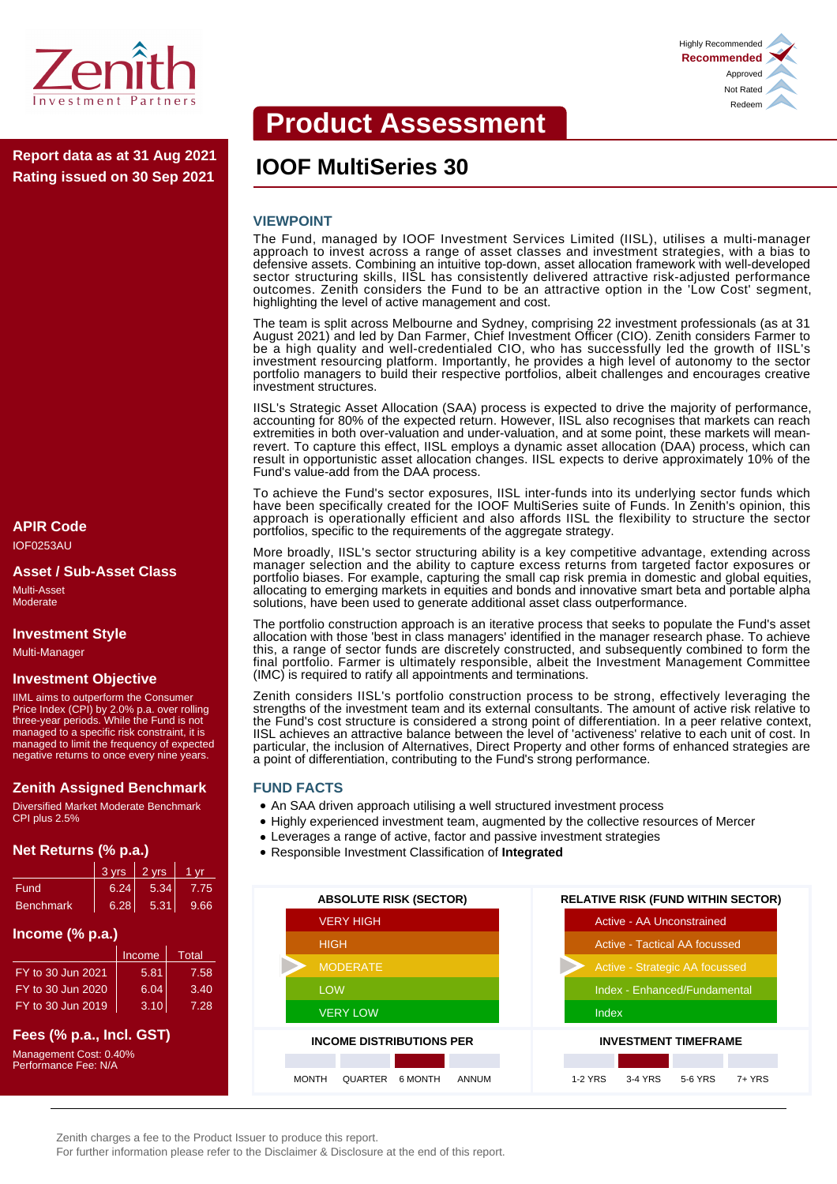Zenith Investment Partners

Highly Recommended
**Recommended** ✓
Approved
Not Rated
Redeem

# Product Assessment

**Report data as at 31 Aug 2021**
**Rating issued on 30 Sep 2021**

## IOOF MultiSeries 30

### VIEWPOINT

The Fund, managed by IOOF Investment Services Limited (IISL), utilises a multi-manager approach to invest across a range of asset classes and investment strategies, with a bias to defensive assets. Combining an intuitive top-down, asset allocation framework with well-developed sector structuring skills, IISL has consistently delivered attractive risk-adjusted performance outcomes. Zenith considers the Fund to be an attractive option in the 'Low Cost' segment, highlighting the level of active management and cost.

The team is split across Melbourne and Sydney, comprising 22 investment professionals (as at 31 August 2021) and led by Dan Farmer, Chief Investment Officer (CIO). Zenith considers Farmer to be a high quality and well-credentialed CIO, who has successfully led the growth of IISL's investment resourcing platform. Importantly, he provides a high level of autonomy to the sector portfolio managers to build their respective portfolios, albeit challenges and encourages creative investment structures.

IISL's Strategic Asset Allocation (SAA) process is expected to drive the majority of performance, accounting for 80% of the expected return. However, IISL also recognises that markets can reach extremities in both over-valuation and under-valuation, and at some point, these markets will mean-revert. To capture this effect, IISL employs a dynamic asset allocation (DAA) process, which can result in opportunistic asset allocation changes. IISL expects to derive approximately 10% of the Fund's value-add from the DAA process.

To achieve the Fund's sector exposures, IISL inter-funds into its underlying sector funds which have been specifically created for the IOOF MultiSeries suite of Funds. In Zenith's opinion, this approach is operationally efficient and also affords IISL the flexibility to structure the sector portfolios, specific to the requirements of the aggregate strategy.

More broadly, IISL's sector structuring ability is a key competitive advantage, extending across manager selection and the ability to capture excess returns from targeted factor exposures or portfolio biases. For example, capturing the small cap risk premia in domestic and global equities, allocating to emerging markets in equities and bonds and innovative smart beta and portable alpha solutions, have been used to generate additional asset class outperformance.

The portfolio construction approach is an iterative process that seeks to populate the Fund's asset allocation with those 'best in class managers' identified in the manager research phase. To achieve this, a range of sector funds are discretely constructed, and subsequently combined to form the final portfolio. Farmer is ultimately responsible, albeit the Investment Management Committee (IMC) is required to ratify all appointments and terminations.

Zenith considers IISL's portfolio construction process to be strong, effectively leveraging the strengths of the investment team and its external consultants. The amount of active risk relative to the Fund's cost structure is considered a strong point of differentiation. In a peer relative context, IISL achieves an attractive balance between the level of 'activeness' relative to each unit of cost. In particular, the inclusion of Alternatives, Direct Property and other forms of enhanced strategies are a point of differentiation, contributing to the Fund's strong performance.

### FUND FACTS

- An SAA driven approach utilising a well structured investment process
- Highly experienced investment team, augmented by the collective resources of Mercer
- Leverages a range of active, factor and passive investment strategies
- Responsible Investment Classification of **Integrated**

| ABSOLUTE RISK (SECTOR) | RELATIVE RISK (FUND WITHIN SECTOR) |
|---|---|
| VERY HIGH | Active - AA Unconstrained |
| HIGH | Active - Tactical AA focussed |
| ► MODERATE | ► Active - Strategic AA focussed |
| LOW | Index - Enhanced/Fundamental |
| VERY LOW | Index |

**INCOME DISTRIBUTIONS PER**: MONTH | QUARTER | **6 MONTH** (selected) | ANNUM

**INVESTMENT TIMEFRAME**: 1-2 YRS | **3-4 YRS** (selected) | 5-6 YRS | 7+ YRS

### APIR Code

IOF0253AU

### Asset / Sub-Asset Class

Multi-Asset
Moderate

### Investment Style

Multi-Manager

### Investment Objective

IIML aims to outperform the Consumer Price Index (CPI) by 2.0% p.a. over rolling three-year periods. While the Fund is not managed to a specific risk constraint, it is managed to limit the frequency of expected negative returns to once every nine years.

### Zenith Assigned Benchmark

Diversified Market Moderate Benchmark
CPI plus 2.5%

### Net Returns (% p.a.)

| | 3 yrs | 2 yrs | 1 yr |
|---|---|---|---|
| Fund | 6.24 | 5.34 | 7.75 |
| Benchmark | 6.28 | 5.31 | 9.66 |

### Income (% p.a.)

| | Income | Total |
|---|---|---|
| FY to 30 Jun 2021 | 5.81 | 7.58 |
| FY to 30 Jun 2020 | 6.04 | 3.40 |
| FY to 30 Jun 2019 | 3.10 | 7.28 |

### Fees (% p.a., Incl. GST)

Management Cost: 0.40%
Performance Fee: N/A

Zenith charges a fee to the Product Issuer to produce this report.
For further information please refer to the Disclaimer & Disclosure at the end of this report.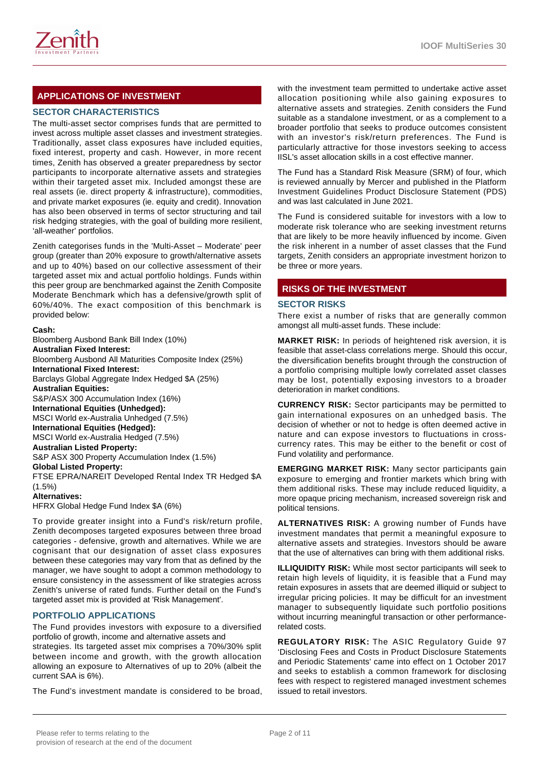## APPLICATIONS OF INVESTMENT

### SECTOR CHARACTERISTICS

The multi-asset sector comprises funds that are permitted to invest across multiple asset classes and investment strategies. Traditionally, asset class exposures have included equities, fixed interest, property and cash. However, in more recent times, Zenith has observed a greater preparedness by sector participants to incorporate alternative assets and strategies within their targeted asset mix. Included amongst these are real assets (ie. direct property & infrastructure), commodities, and private market exposures (ie. equity and credit). Innovation has also been observed in terms of sector structuring and tail risk hedging strategies, with the goal of building more resilient, 'all-weather' portfolios.

Zenith categorises funds in the 'Multi-Asset – Moderate' peer group (greater than 20% exposure to growth/alternative assets and up to 40%) based on our collective assessment of their targeted asset mix and actual portfolio holdings. Funds within this peer group are benchmarked against the Zenith Composite Moderate Benchmark which has a defensive/growth split of 60%/40%. The exact composition of this benchmark is provided below:

**Cash:**
Bloomberg Ausbond Bank Bill Index (10%)
**Australian Fixed Interest:**
Bloomberg Ausbond All Maturities Composite Index (25%)
**International Fixed Interest:**
Barclays Global Aggregate Index Hedged $A (25%)
**Australian Equities:**
S&P/ASX 300 Accumulation Index (16%)
**International Equities (Unhedged):**
MSCI World ex-Australia Unhedged (7.5%)
**International Equities (Hedged):**
MSCI World ex-Australia Hedged (7.5%)
**Australian Listed Property:**
S&P ASX 300 Property Accumulation Index (1.5%)
**Global Listed Property:**
FTSE EPRA/NAREIT Developed Rental Index TR Hedged $A (1.5%)
**Alternatives:**
HFRX Global Hedge Fund Index $A (6%)

To provide greater insight into a Fund's risk/return profile, Zenith decomposes targeted exposures between three broad categories - defensive, growth and alternatives. While we are cognisant that our designation of asset class exposures between these categories may vary from that as defined by the manager, we have sought to adopt a common methodology to ensure consistency in the assessment of like strategies across Zenith's universe of rated funds. Further detail on the Fund's targeted asset mix is provided at 'Risk Management'.

### PORTFOLIO APPLICATIONS

The Fund provides investors with exposure to a diversified portfolio of growth, income and alternative assets and strategies. Its targeted asset mix comprises a 70%/30% split between income and growth, with the growth allocation allowing an exposure to Alternatives of up to 20% (albeit the current SAA is 6%).

The Fund's investment mandate is considered to be broad, with the investment team permitted to undertake active asset allocation positioning while also gaining exposures to alternative assets and strategies. Zenith considers the Fund suitable as a standalone investment, or as a complement to a broader portfolio that seeks to produce outcomes consistent with an investor's risk/return preferences. The Fund is particularly attractive for those investors seeking to access IISL's asset allocation skills in a cost effective manner.

The Fund has a Standard Risk Measure (SRM) of four, which is reviewed annually by Mercer and published in the Platform Investment Guidelines Product Disclosure Statement (PDS) and was last calculated in June 2021.

The Fund is considered suitable for investors with a low to moderate risk tolerance who are seeking investment returns that are likely to be more heavily influenced by income. Given the risk inherent in a number of asset classes that the Fund targets, Zenith considers an appropriate investment horizon to be three or more years.

## RISKS OF THE INVESTMENT

### SECTOR RISKS

There exist a number of risks that are generally common amongst all multi-asset funds. These include:

**MARKET RISK:** In periods of heightened risk aversion, it is feasible that asset-class correlations merge. Should this occur, the diversification benefits brought through the construction of a portfolio comprising multiple lowly correlated asset classes may be lost, potentially exposing investors to a broader deterioration in market conditions.

**CURRENCY RISK:** Sector participants may be permitted to gain international exposures on an unhedged basis. The decision of whether or not to hedge is often deemed active in nature and can expose investors to fluctuations in cross-currency rates. This may be either to the benefit or cost of Fund volatility and performance.

**EMERGING MARKET RISK:** Many sector participants gain exposure to emerging and frontier markets which bring with them additional risks. These may include reduced liquidity, a more opaque pricing mechanism, increased sovereign risk and political tensions.

**ALTERNATIVES RISK:** A growing number of Funds have investment mandates that permit a meaningful exposure to alternative assets and strategies. Investors should be aware that the use of alternatives can bring with them additional risks.

**ILLIQUIDITY RISK:** While most sector participants will seek to retain high levels of liquidity, it is feasible that a Fund may retain exposures in assets that are deemed illiquid or subject to irregular pricing policies. It may be difficult for an investment manager to subsequently liquidate such portfolio positions without incurring meaningful transaction or other performance-related costs.

**REGULATORY RISK:** The ASIC Regulatory Guide 97 'Disclosing Fees and Costs in Product Disclosure Statements and Periodic Statements' came into effect on 1 October 2017 and seeks to establish a common framework for disclosing fees with respect to registered managed investment schemes issued to retail investors.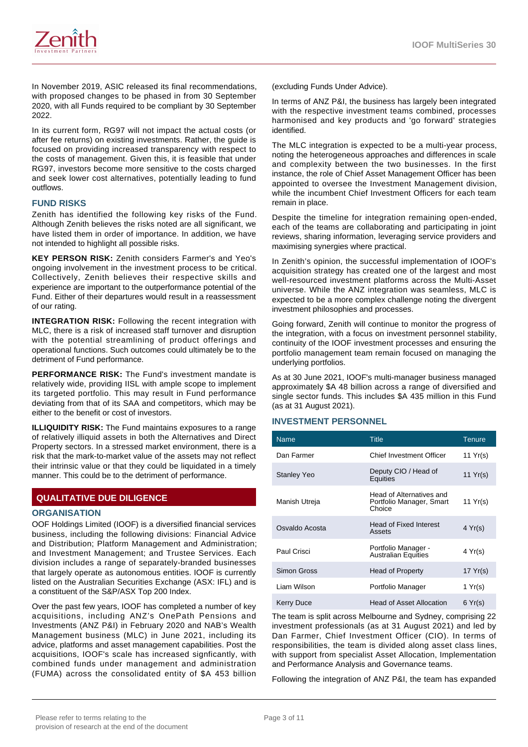In November 2019, ASIC released its final recommendations, with proposed changes to be phased in from 30 September 2020, with all Funds required to be compliant by 30 September 2022.

In its current form, RG97 will not impact the actual costs (or after fee returns) on existing investments. Rather, the guide is focused on providing increased transparency with respect to the costs of management. Given this, it is feasible that under RG97, investors become more sensitive to the costs charged and seek lower cost alternatives, potentially leading to fund outflows.

### FUND RISKS

Zenith has identified the following key risks of the Fund. Although Zenith believes the risks noted are all significant, we have listed them in order of importance. In addition, we have not intended to highlight all possible risks.

**KEY PERSON RISK:** Zenith considers Farmer's and Yeo's ongoing involvement in the investment process to be critical. Collectively, Zenith believes their respective skills and experience are important to the outperformance potential of the Fund. Either of their departures would result in a reassessment of our rating.

**INTEGRATION RISK:** Following the recent integration with MLC, there is a risk of increased staff turnover and disruption with the potential streamlining of product offerings and operational functions. Such outcomes could ultimately be to the detriment of Fund performance.

**PERFORMANCE RISK:** The Fund's investment mandate is relatively wide, providing IISL with ample scope to implement its targeted portfolio. This may result in Fund performance deviating from that of its SAA and competitors, which may be either to the benefit or cost of investors.

**ILLIQUIDITY RISK:** The Fund maintains exposures to a range of relatively illiquid assets in both the Alternatives and Direct Property sectors. In a stressed market environment, there is a risk that the mark-to-market value of the assets may not reflect their intrinsic value or that they could be liquidated in a timely manner. This could be to the detriment of performance.

## QUALITATIVE DUE DILIGENCE

### ORGANISATION

OOF Holdings Limited (IOOF) is a diversified financial services business, including the following divisions: Financial Advice and Distribution; Platform Management and Administration; and Investment Management; and Trustee Services. Each division includes a range of separately-branded businesses that largely operate as autonomous entities. IOOF is currently listed on the Australian Securities Exchange (ASX: IFL) and is a constituent of the S&P/ASX Top 200 Index.

Over the past few years, IOOF has completed a number of key acquisitions, including ANZ's OnePath Pensions and Investments (ANZ P&I) in February 2020 and NAB's Wealth Management business (MLC) in June 2021, including its advice, platforms and asset management capabilities. Post the acquisitions, IOOF's scale has increased signficantly, with combined funds under management and administration (FUMA) across the consolidated entity of $A 453 billion (excluding Funds Under Advice).

In terms of ANZ P&I, the business has largely been integrated with the respective investment teams combined, processes harmonised and key products and 'go forward' strategies identified.

The MLC integration is expected to be a multi-year process, noting the heterogeneous approaches and differences in scale and complexity between the two businesses. In the first instance, the role of Chief Asset Management Officer has been appointed to oversee the Investment Management division, while the incumbent Chief Investment Officers for each team remain in place.

Despite the timeline for integration remaining open-ended, each of the teams are collaborating and participating in joint reviews, sharing information, leveraging service providers and maximising synergies where practical.

In Zenith's opinion, the successful implementation of IOOF's acquisition strategy has created one of the largest and most well-resourced investment platforms across the Multi-Asset universe. While the ANZ integration was seamless, MLC is expected to be a more complex challenge noting the divergent investment philosophies and processes.

Going forward, Zenith will continue to monitor the progress of the integration, with a focus on investment personnel stability, continuity of the IOOF investment processes and ensuring the portfolio management team remain focused on managing the underlying portfolios.

As at 30 June 2021, IOOF's multi-manager business managed approximately $A 48 billion across a range of diversified and single sector funds. This includes $A 435 million in this Fund (as at 31 August 2021).

### INVESTMENT PERSONNEL

| Name | Title | Tenure |
|---|---|---|
| Dan Farmer | Chief Investment Officer | 11 Yr(s) |
| Stanley Yeo | Deputy CIO / Head of Equities | 11 Yr(s) |
| Manish Utreja | Head of Alternatives and Portfolio Manager, Smart Choice | 11 Yr(s) |
| Osvaldo Acosta | Head of Fixed Interest Assets | 4 Yr(s) |
| Paul Crisci | Portfolio Manager - Australian Equities | 4 Yr(s) |
| Simon Gross | Head of Property | 17 Yr(s) |
| Liam Wilson | Portfolio Manager | 1 Yr(s) |
| Kerry Duce | Head of Asset Allocation | 6 Yr(s) |

The team is split across Melbourne and Sydney, comprising 22 investment professionals (as at 31 August 2021) and led by Dan Farmer, Chief Investment Officer (CIO). In terms of responsibilities, the team is divided along asset class lines, with support from specialist Asset Allocation, Implementation and Performance Analysis and Governance teams.

Following the integration of ANZ P&I, the team has expanded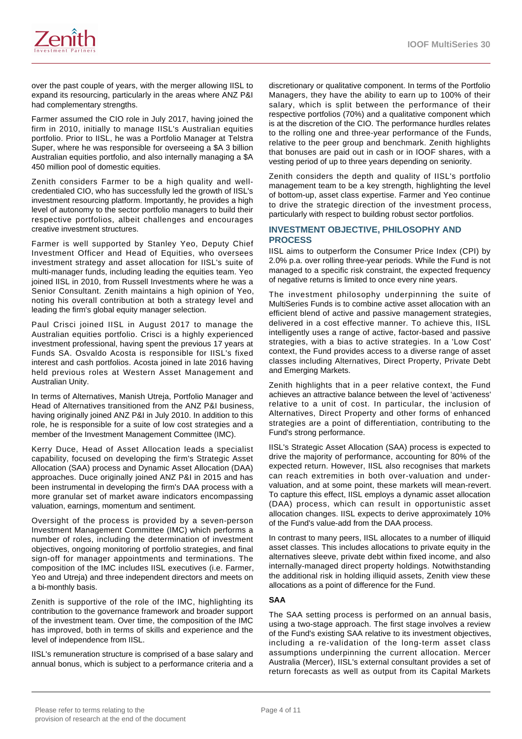over the past couple of years, with the merger allowing IISL to expand its resourcing, particularly in the areas where ANZ P&I had complementary strengths.

Farmer assumed the CIO role in July 2017, having joined the firm in 2010, initially to manage IISL's Australian equities portfolio. Prior to IISL, he was a Portfolio Manager at Telstra Super, where he was responsible for overseeing a $A 3 billion Australian equities portfolio, and also internally managing a $A 450 million pool of domestic equities.

Zenith considers Farmer to be a high quality and well-credentialed CIO, who has successfully led the growth of IISL's investment resourcing platform. Importantly, he provides a high level of autonomy to the sector portfolio managers to build their respective portfolios, albeit challenges and encourages creative investment structures.

Farmer is well supported by Stanley Yeo, Deputy Chief Investment Officer and Head of Equities, who oversees investment strategy and asset allocation for IISL's suite of multi-manager funds, including leading the equities team. Yeo joined IISL in 2010, from Russell Investments where he was a Senior Consultant. Zenith maintains a high opinion of Yeo, noting his overall contribution at both a strategy level and leading the firm's global equity manager selection.

Paul Crisci joined IISL in August 2017 to manage the Australian equities portfolio. Crisci is a highly experienced investment professional, having spent the previous 17 years at Funds SA. Osvaldo Acosta is responsible for IISL's fixed interest and cash portfolios. Acosta joined in late 2016 having held previous roles at Western Asset Management and Australian Unity.

In terms of Alternatives, Manish Utreja, Portfolio Manager and Head of Alternatives transitioned from the ANZ P&I business, having originally joined ANZ P&I in July 2010. In addition to this role, he is responsible for a suite of low cost strategies and a member of the Investment Management Committee (IMC).

Kerry Duce, Head of Asset Allocation leads a specialist capability, focused on developing the firm's Strategic Asset Allocation (SAA) process and Dynamic Asset Allocation (DAA) approaches. Duce originally joined ANZ P&I in 2015 and has been instrumental in developing the firm's DAA process with a more granular set of market aware indicators encompassing valuation, earnings, momentum and sentiment.

Oversight of the process is provided by a seven-person Investment Management Committee (IMC) which performs a number of roles, including the determination of investment objectives, ongoing monitoring of portfolio strategies, and final sign-off for manager appointments and terminations. The composition of the IMC includes IISL executives (i.e. Farmer, Yeo and Utreja) and three independent directors and meets on a bi-monthly basis.

Zenith is supportive of the role of the IMC, highlighting its contribution to the governance framework and broader support of the investment team. Over time, the composition of the IMC has improved, both in terms of skills and experience and the level of independence from IISL.

IISL's remuneration structure is comprised of a base salary and annual bonus, which is subject to a performance criteria and a discretionary or qualitative component. In terms of the Portfolio Managers, they have the ability to earn up to 100% of their salary, which is split between the performance of their respective portfolios (70%) and a qualitative component which is at the discretion of the CIO. The performance hurdles relates to the rolling one and three-year performance of the Funds, relative to the peer group and benchmark. Zenith highlights that bonuses are paid out in cash or in IOOF shares, with a vesting period of up to three years depending on seniority.

Zenith considers the depth and quality of IISL's portfolio management team to be a key strength, highlighting the level of bottom-up, asset class expertise. Farmer and Yeo continue to drive the strategic direction of the investment process, particularly with respect to building robust sector portfolios.

## INVESTMENT OBJECTIVE, PHILOSOPHY AND PROCESS

IISL aims to outperform the Consumer Price Index (CPI) by 2.0% p.a. over rolling three-year periods. While the Fund is not managed to a specific risk constraint, the expected frequency of negative returns is limited to once every nine years.

The investment philosophy underpinning the suite of MultiSeries Funds is to combine active asset allocation with an efficient blend of active and passive management strategies, delivered in a cost effective manner. To achieve this, IISL intelligently uses a range of active, factor-based and passive strategies, with a bias to active strategies. In a 'Low Cost' context, the Fund provides access to a diverse range of asset classes including Alternatives, Direct Property, Private Debt and Emerging Markets.

Zenith highlights that in a peer relative context, the Fund achieves an attractive balance between the level of 'activeness' relative to a unit of cost. In particular, the inclusion of Alternatives, Direct Property and other forms of enhanced strategies are a point of differentiation, contributing to the Fund's strong performance.

IISL's Strategic Asset Allocation (SAA) process is expected to drive the majority of performance, accounting for 80% of the expected return. However, IISL also recognises that markets can reach extremities in both over-valuation and under-valuation, and at some point, these markets will mean-revert. To capture this effect, IISL employs a dynamic asset allocation (DAA) process, which can result in opportunistic asset allocation changes. IISL expects to derive approximately 10% of the Fund's value-add from the DAA process.

In contrast to many peers, IISL allocates to a number of illiquid asset classes. This includes allocations to private equity in the alternatives sleeve, private debt within fixed income, and also internally-managed direct property holdings. Notwithstanding the additional risk in holding illiquid assets, Zenith view these allocations as a point of difference for the Fund.

### SAA

The SAA setting process is performed on an annual basis, using a two-stage approach. The first stage involves a review of the Fund's existing SAA relative to its investment objectives, including a re-validation of the long-term asset class assumptions underpinning the current allocation. Mercer Australia (Mercer), IISL's external consultant provides a set of return forecasts as well as output from its Capital Markets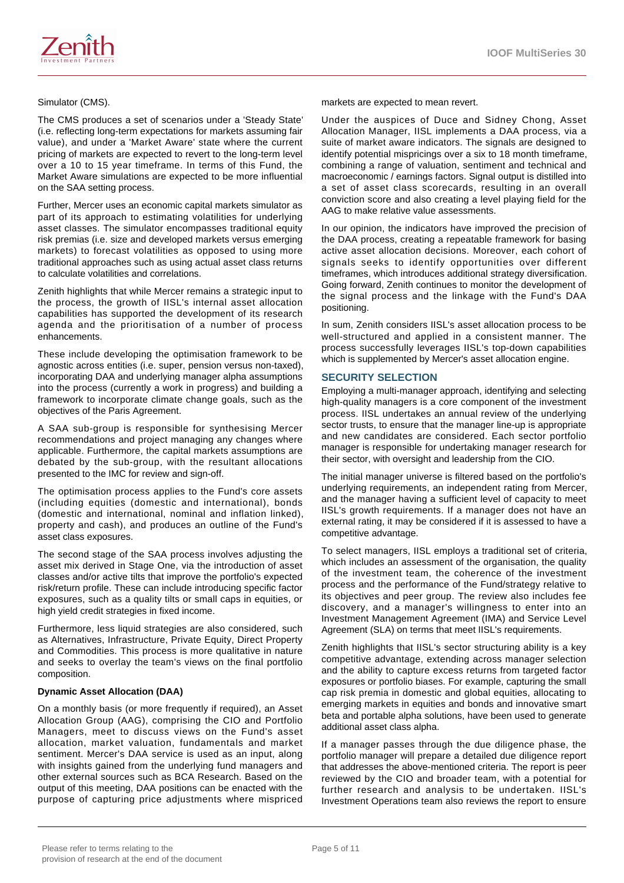Simulator (CMS).

The CMS produces a set of scenarios under a 'Steady State' (i.e. reflecting long-term expectations for markets assuming fair value), and under a 'Market Aware' state where the current pricing of markets are expected to revert to the long-term level over a 10 to 15 year timeframe. In terms of this Fund, the Market Aware simulations are expected to be more influential on the SAA setting process.

Further, Mercer uses an economic capital markets simulator as part of its approach to estimating volatilities for underlying asset classes. The simulator encompasses traditional equity risk premias (i.e. size and developed markets versus emerging markets) to forecast volatilities as opposed to using more traditional approaches such as using actual asset class returns to calculate volatilities and correlations.

Zenith highlights that while Mercer remains a strategic input to the process, the growth of IISL's internal asset allocation capabilities has supported the development of its research agenda and the prioritisation of a number of process enhancements.

These include developing the optimisation framework to be agnostic across entities (i.e. super, pension versus non-taxed), incorporating DAA and underlying manager alpha assumptions into the process (currently a work in progress) and building a framework to incorporate climate change goals, such as the objectives of the Paris Agreement.

A SAA sub-group is responsible for synthesising Mercer recommendations and project managing any changes where applicable. Furthermore, the capital markets assumptions are debated by the sub-group, with the resultant allocations presented to the IMC for review and sign-off.

The optimisation process applies to the Fund's core assets (including equities (domestic and international), bonds (domestic and international, nominal and inflation linked), property and cash), and produces an outline of the Fund's asset class exposures.

The second stage of the SAA process involves adjusting the asset mix derived in Stage One, via the introduction of asset classes and/or active tilts that improve the portfolio's expected risk/return profile. These can include introducing specific factor exposures, such as a quality tilts or small caps in equities, or high yield credit strategies in fixed income.

Furthermore, less liquid strategies are also considered, such as Alternatives, Infrastructure, Private Equity, Direct Property and Commodities. This process is more qualitative in nature and seeks to overlay the team's views on the final portfolio composition.

**Dynamic Asset Allocation (DAA)**

On a monthly basis (or more frequently if required), an Asset Allocation Group (AAG), comprising the CIO and Portfolio Managers, meet to discuss views on the Fund's asset allocation, market valuation, fundamentals and market sentiment. Mercer's DAA service is used as an input, along with insights gained from the underlying fund managers and other external sources such as BCA Research. Based on the output of this meeting, DAA positions can be enacted with the purpose of capturing price adjustments where mispriced markets are expected to mean revert.

Under the auspices of Duce and Sidney Chong, Asset Allocation Manager, IISL implements a DAA process, via a suite of market aware indicators. The signals are designed to identify potential mispricings over a six to 18 month timeframe, combining a range of valuation, sentiment and technical and macroeconomic / earnings factors. Signal output is distilled into a set of asset class scorecards, resulting in an overall conviction score and also creating a level playing field for the AAG to make relative value assessments.

In our opinion, the indicators have improved the precision of the DAA process, creating a repeatable framework for basing active asset allocation decisions. Moreover, each cohort of signals seeks to identify opportunities over different timeframes, which introduces additional strategy diversification. Going forward, Zenith continues to monitor the development of the signal process and the linkage with the Fund's DAA positioning.

In sum, Zenith considers IISL's asset allocation process to be well-structured and applied in a consistent manner. The process successfully leverages IISL's top-down capabilities which is supplemented by Mercer's asset allocation engine.

## SECURITY SELECTION

Employing a multi-manager approach, identifying and selecting high-quality managers is a core component of the investment process. IISL undertakes an annual review of the underlying sector trusts, to ensure that the manager line-up is appropriate and new candidates are considered. Each sector portfolio manager is responsible for undertaking manager research for their sector, with oversight and leadership from the CIO.

The initial manager universe is filtered based on the portfolio's underlying requirements, an independent rating from Mercer, and the manager having a sufficient level of capacity to meet IISL's growth requirements. If a manager does not have an external rating, it may be considered if it is assessed to have a competitive advantage.

To select managers, IISL employs a traditional set of criteria, which includes an assessment of the organisation, the quality of the investment team, the coherence of the investment process and the performance of the Fund/strategy relative to its objectives and peer group. The review also includes fee discovery, and a manager's willingness to enter into an Investment Management Agreement (IMA) and Service Level Agreement (SLA) on terms that meet IISL's requirements.

Zenith highlights that IISL's sector structuring ability is a key competitive advantage, extending across manager selection and the ability to capture excess returns from targeted factor exposures or portfolio biases. For example, capturing the small cap risk premia in domestic and global equities, allocating to emerging markets in equities and bonds and innovative smart beta and portable alpha solutions, have been used to generate additional asset class alpha.

If a manager passes through the due diligence phase, the portfolio manager will prepare a detailed due diligence report that addresses the above-mentioned criteria. The report is peer reviewed by the CIO and broader team, with a potential for further research and analysis to be undertaken. IISL's Investment Operations team also reviews the report to ensure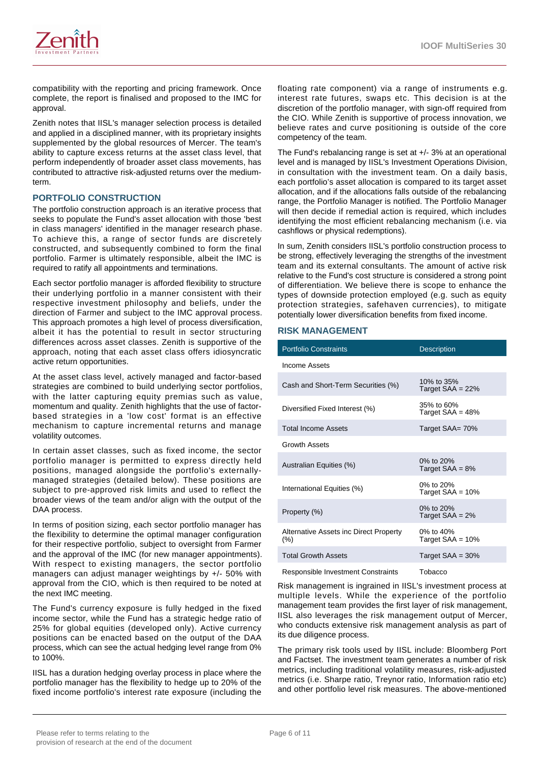compatibility with the reporting and pricing framework. Once complete, the report is finalised and proposed to the IMC for approval.

Zenith notes that IISL's manager selection process is detailed and applied in a disciplined manner, with its proprietary insights supplemented by the global resources of Mercer. The team's ability to capture excess returns at the asset class level, that perform independently of broader asset class movements, has contributed to attractive risk-adjusted returns over the medium-term.

## PORTFOLIO CONSTRUCTION

The portfolio construction approach is an iterative process that seeks to populate the Fund's asset allocation with those 'best in class managers' identified in the manager research phase. To achieve this, a range of sector funds are discretely constructed, and subsequently combined to form the final portfolio. Farmer is ultimately responsible, albeit the IMC is required to ratify all appointments and terminations.

Each sector portfolio manager is afforded flexibility to structure their underlying portfolio in a manner consistent with their respective investment philosophy and beliefs, under the direction of Farmer and subject to the IMC approval process. This approach promotes a high level of process diversification, albeit it has the potential to result in sector structuring differences across asset classes. Zenith is supportive of the approach, noting that each asset class offers idiosyncratic active return opportunities.

At the asset class level, actively managed and factor-based strategies are combined to build underlying sector portfolios, with the latter capturing equity premias such as value, momentum and quality. Zenith highlights that the use of factor-based strategies in a 'low cost' format is an effective mechanism to capture incremental returns and manage volatility outcomes.

In certain asset classes, such as fixed income, the sector portfolio manager is permitted to express directly held positions, managed alongside the portfolio's externally-managed strategies (detailed below). These positions are subject to pre-approved risk limits and used to reflect the broader views of the team and/or align with the output of the DAA process.

In terms of position sizing, each sector portfolio manager has the flexibility to determine the optimal manager configuration for their respective portfolio, subject to oversight from Farmer and the approval of the IMC (for new manager appointments). With respect to existing managers, the sector portfolio managers can adjust manager weightings by +/- 50% with approval from the CIO, which is then required to be noted at the next IMC meeting.

The Fund's currency exposure is fully hedged in the fixed income sector, while the Fund has a strategic hedge ratio of 25% for global equities (developed only). Active currency positions can be enacted based on the output of the DAA process, which can see the actual hedging level range from 0% to 100%.

IISL has a duration hedging overlay process in place where the portfolio manager has the flexibility to hedge up to 20% of the fixed income portfolio's interest rate exposure (including the floating rate component) via a range of instruments e.g. interest rate futures, swaps etc. This decision is at the discretion of the portfolio manager, with sign-off required from the CIO. While Zenith is supportive of process innovation, we believe rates and curve positioning is outside of the core competency of the team.

The Fund's rebalancing range is set at +/- 3% at an operational level and is managed by IISL's Investment Operations Division, in consultation with the investment team. On a daily basis, each portfolio's asset allocation is compared to its target asset allocation, and if the allocations falls outside of the rebalancing range, the Portfolio Manager is notified. The Portfolio Manager will then decide if remedial action is required, which includes identifying the most efficient rebalancing mechanism (i.e. via cashflows or physical redemptions).

In sum, Zenith considers IISL's portfolio construction process to be strong, effectively leveraging the strengths of the investment team and its external consultants. The amount of active risk relative to the Fund's cost structure is considered a strong point of differentiation. We believe there is scope to enhance the types of downside protection employed (e.g. such as equity protection strategies, safehaven currencies), to mitigate potentially lower diversification benefits from fixed income.

## RISK MANAGEMENT

| Portfolio Constraints | Description |
|---|---|
| Income Assets | |
| Cash and Short-Term Securities (%) | 10% to 35% Target SAA = 22% |
| Diversified Fixed Interest (%) | 35% to 60% Target SAA = 48% |
| Total Income Assets | Target SAA= 70% |
| Growth Assets | |
| Australian Equities (%) | 0% to 20% Target SAA = 8% |
| International Equities (%) | 0% to 20% Target SAA = 10% |
| Property (%) | 0% to 20% Target SAA = 2% |
| Alternative Assets inc Direct Property (%) | 0% to 40% Target SAA = 10% |
| Total Growth Assets | Target SAA = 30% |
| Responsible Investment Constraints | Tobacco |

Risk management is ingrained in IISL's investment process at multiple levels. While the experience of the portfolio management team provides the first layer of risk management, IISL also leverages the risk management output of Mercer, who conducts extensive risk management analysis as part of its due diligence process.

The primary risk tools used by IISL include: Bloomberg Port and Factset. The investment team generates a number of risk metrics, including traditional volatility measures, risk-adjusted metrics (i.e. Sharpe ratio, Treynor ratio, Information ratio etc) and other portfolio level risk measures. The above-mentioned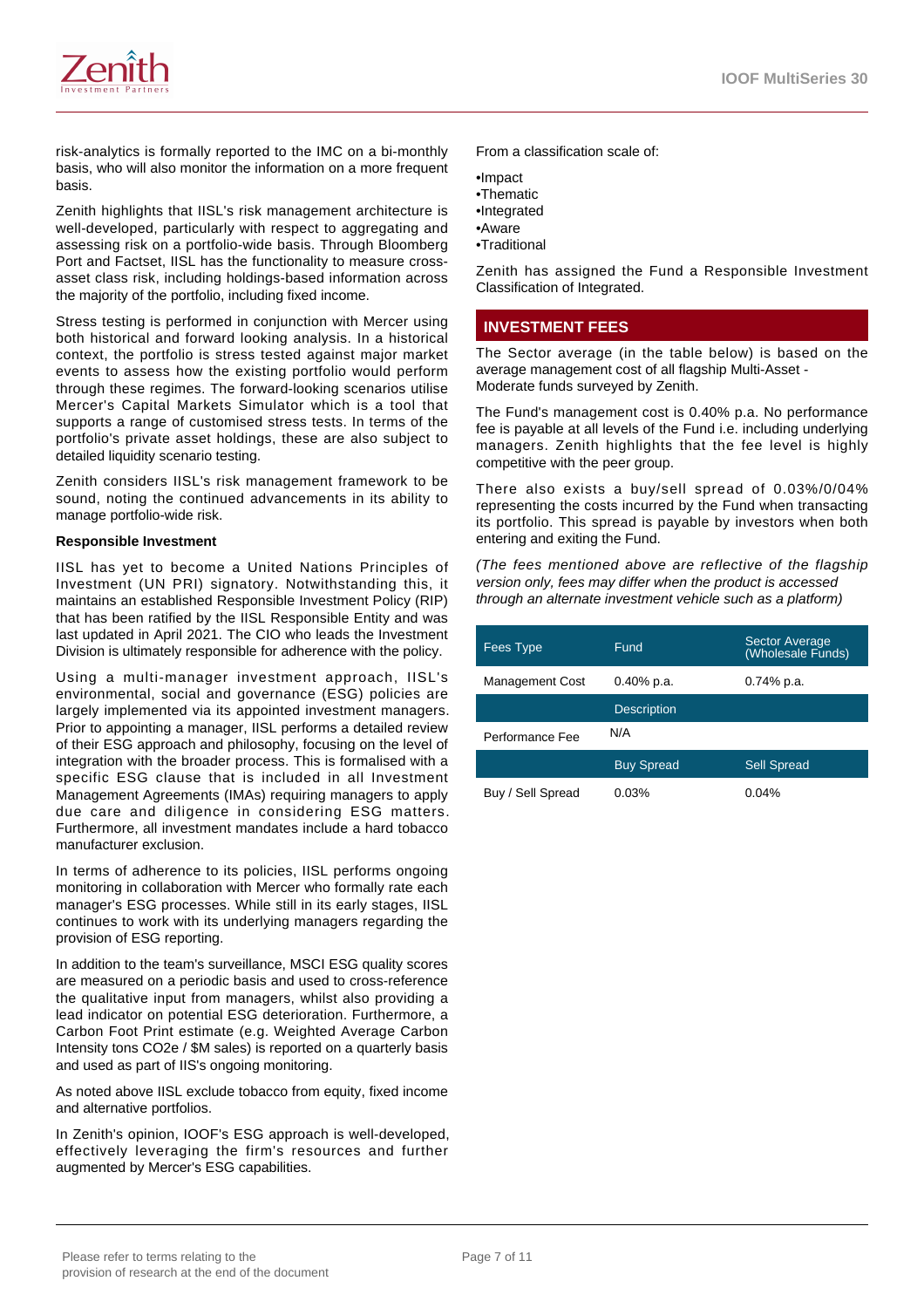risk-analytics is formally reported to the IMC on a bi-monthly basis, who will also monitor the information on a more frequent basis.

Zenith highlights that IISL's risk management architecture is well-developed, particularly with respect to aggregating and assessing risk on a portfolio-wide basis. Through Bloomberg Port and Factset, IISL has the functionality to measure cross-asset class risk, including holdings-based information across the majority of the portfolio, including fixed income.

Stress testing is performed in conjunction with Mercer using both historical and forward looking analysis. In a historical context, the portfolio is stress tested against major market events to assess how the existing portfolio would perform through these regimes. The forward-looking scenarios utilise Mercer's Capital Markets Simulator which is a tool that supports a range of customised stress tests. In terms of the portfolio's private asset holdings, these are also subject to detailed liquidity scenario testing.

Zenith considers IISL's risk management framework to be sound, noting the continued advancements in its ability to manage portfolio-wide risk.

**Responsible Investment**

IISL has yet to become a United Nations Principles of Investment (UN PRI) signatory. Notwithstanding this, it maintains an established Responsible Investment Policy (RIP) that has been ratified by the IISL Responsible Entity and was last updated in April 2021. The CIO who leads the Investment Division is ultimately responsible for adherence with the policy.

Using a multi-manager investment approach, IISL's environmental, social and governance (ESG) policies are largely implemented via its appointed investment managers. Prior to appointing a manager, IISL performs a detailed review of their ESG approach and philosophy, focusing on the level of integration with the broader process. This is formalised with a specific ESG clause that is included in all Investment Management Agreements (IMAs) requiring managers to apply due care and diligence in considering ESG matters. Furthermore, all investment mandates include a hard tobacco manufacturer exclusion.

In terms of adherence to its policies, IISL performs ongoing monitoring in collaboration with Mercer who formally rate each manager's ESG processes. While still in its early stages, IISL continues to work with its underlying managers regarding the provision of ESG reporting.

In addition to the team's surveillance, MSCI ESG quality scores are measured on a periodic basis and used to cross-reference the qualitative input from managers, whilst also providing a lead indicator on potential ESG deterioration. Furthermore, a Carbon Foot Print estimate (e.g. Weighted Average Carbon Intensity tons $CO_2e$ / \$M sales) is reported on a quarterly basis and used as part of IIS's ongoing monitoring.

As noted above IISL exclude tobacco from equity, fixed income and alternative portfolios.

In Zenith's opinion, IOOF's ESG approach is well-developed, effectively leveraging the firm's resources and further augmented by Mercer's ESG capabilities.

From a classification scale of:

- Impact
- Thematic
- Integrated
- Aware
- Traditional

Zenith has assigned the Fund a Responsible Investment Classification of Integrated.

## INVESTMENT FEES

The Sector average (in the table below) is based on the average management cost of all flagship Multi-Asset - Moderate funds surveyed by Zenith.

The Fund's management cost is 0.40% p.a. No performance fee is payable at all levels of the Fund i.e. including underlying managers. Zenith highlights that the fee level is highly competitive with the peer group.

There also exists a buy/sell spread of 0.03%/0/04% representing the costs incurred by the Fund when transacting its portfolio. This spread is payable by investors when both entering and exiting the Fund.

*(The fees mentioned above are reflective of the flagship version only, fees may differ when the product is accessed through an alternate investment vehicle such as a platform)*

| Fees Type | Fund | Sector Average (Wholesale Funds) |
|---|---|---|
| Management Cost | 0.40% p.a. | 0.74% p.a. |
| | Description | |
| Performance Fee | N/A | |
| | Buy Spread | Sell Spread |
| Buy / Sell Spread | 0.03% | 0.04% |

Please refer to terms relating to the provision of research at the end of the document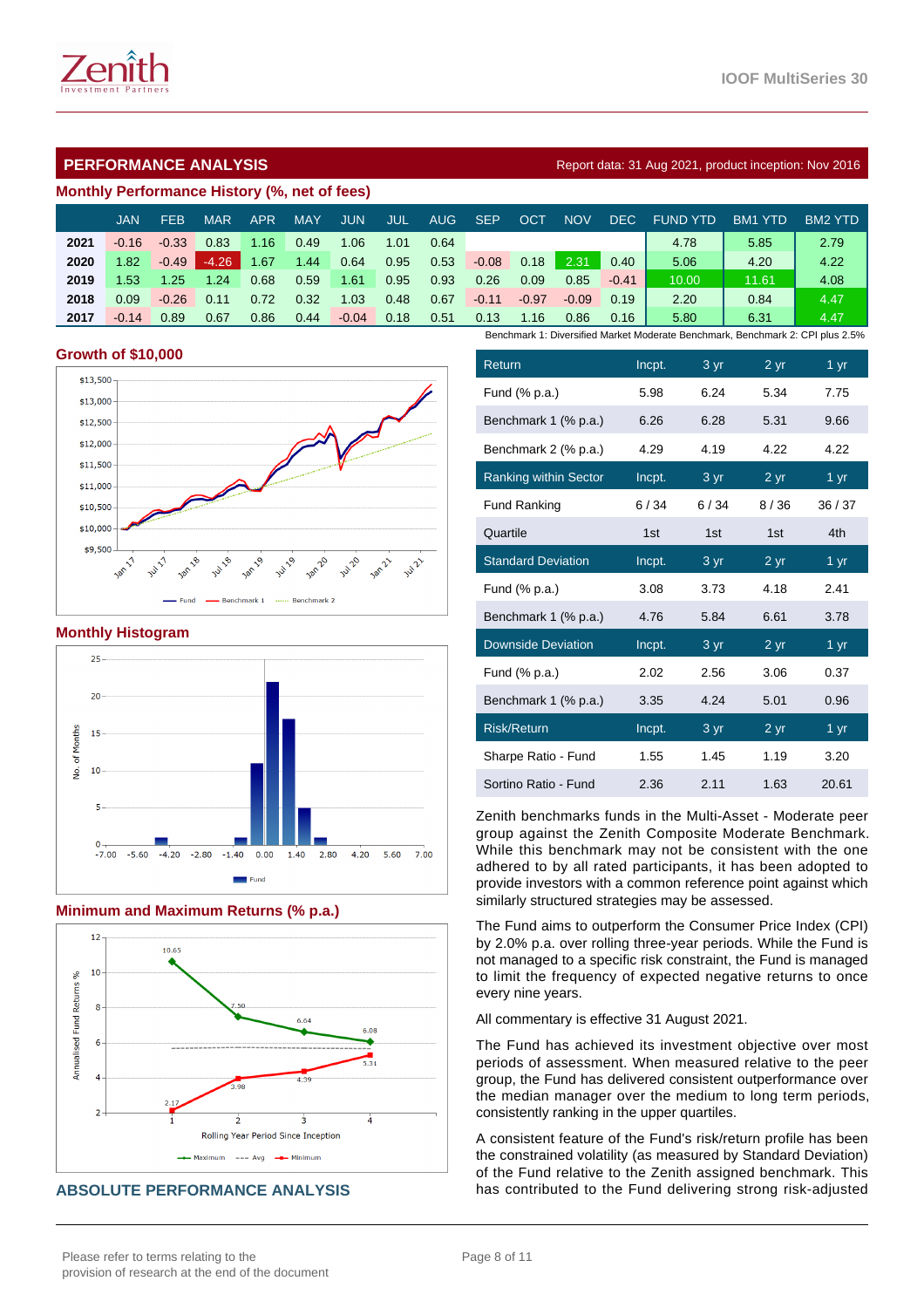## PERFORMANCE ANALYSIS

Report data: 31 Aug 2021, product inception: Nov 2016

### Monthly Performance History (%, net of fees)

| | JAN | FEB | MAR | APR | MAY | JUN | JUL | AUG | SEP | OCT | NOV | DEC | FUND YTD | BM1 YTD | BM2 YTD |
|---|---|---|---|---|---|---|---|---|---|---|---|---|---|---|---|
| 2021 | -0.16 | -0.33 | 0.83 | 1.16 | 0.49 | 1.06 | 1.01 | 0.64 | | | | | 4.78 | 5.85 | 2.79 |
| 2020 | 1.82 | -0.49 | -4.26 | 1.67 | 1.44 | 0.64 | 0.95 | 0.53 | -0.08 | 0.18 | 2.31 | 0.40 | 5.06 | 4.20 | 4.22 |
| 2019 | 1.53 | 1.25 | 1.24 | 0.68 | 0.59 | 1.61 | 0.95 | 0.93 | 0.26 | 0.09 | 0.85 | -0.41 | 10.00 | 11.61 | 4.08 |
| 2018 | 0.09 | -0.26 | 0.11 | 0.72 | 0.32 | 1.03 | 0.48 | 0.67 | -0.11 | -0.97 | -0.09 | 0.19 | 2.20 | 0.84 | 4.47 |
| 2017 | -0.14 | 0.89 | 0.67 | 0.86 | 0.44 | -0.04 | 0.18 | 0.51 | 0.13 | 1.16 | 0.86 | 0.16 | 5.80 | 6.31 | 4.47 |

Benchmark 1: Diversified Market Moderate Benchmark, Benchmark 2: CPI plus 2.5%

### Growth of $10,000

### Monthly Histogram

### Minimum and Maximum Returns (% p.a.)

| Return | Incpt. | 3 yr | 2 yr | 1 yr |
|---|---|---|---|---|
| Fund (% p.a.) | 5.98 | 6.24 | 5.34 | 7.75 |
| Benchmark 1 (% p.a.) | 6.26 | 6.28 | 5.31 | 9.66 |
| Benchmark 2 (% p.a.) | 4.29 | 4.19 | 4.22 | 4.22 |
| **Ranking within Sector** | **Incpt.** | **3 yr** | **2 yr** | **1 yr** |
| Fund Ranking | 6 / 34 | 6 / 34 | 8 / 36 | 36 / 37 |
| Quartile | 1st | 1st | 1st | 4th |
| **Standard Deviation** | **Incpt.** | **3 yr** | **2 yr** | **1 yr** |
| Fund (% p.a.) | 3.08 | 3.73 | 4.18 | 2.41 |
| Benchmark 1 (% p.a.) | 4.76 | 5.84 | 6.61 | 3.78 |
| **Downside Deviation** | **Incpt.** | **3 yr** | **2 yr** | **1 yr** |
| Fund (% p.a.) | 2.02 | 2.56 | 3.06 | 0.37 |
| Benchmark 1 (% p.a.) | 3.35 | 4.24 | 5.01 | 0.96 |
| **Risk/Return** | **Incpt.** | **3 yr** | **2 yr** | **1 yr** |
| Sharpe Ratio - Fund | 1.55 | 1.45 | 1.19 | 3.20 |
| Sortino Ratio - Fund | 2.36 | 2.11 | 1.63 | 20.61 |

Zenith benchmarks funds in the Multi-Asset - Moderate peer group against the Zenith Composite Moderate Benchmark. While this benchmark may not be consistent with the one adhered to by all rated participants, it has been adopted to provide investors with a common reference point against which similarly structured strategies may be assessed.

The Fund aims to outperform the Consumer Price Index (CPI) by 2.0% p.a. over rolling three-year periods. While the Fund is not managed to a specific risk constraint, the Fund is managed to limit the frequency of expected negative returns to once every nine years.

All commentary is effective 31 August 2021.

The Fund has achieved its investment objective over most periods of assessment. When measured relative to the peer group, the Fund has delivered consistent outperformance over the median manager over the medium to long term periods, consistently ranking in the upper quartiles.

A consistent feature of the Fund's risk/return profile has been the constrained volatility (as measured by Standard Deviation) of the Fund relative to the Zenith assigned benchmark. This has contributed to the Fund delivering strong risk-adjusted

## ABSOLUTE PERFORMANCE ANALYSIS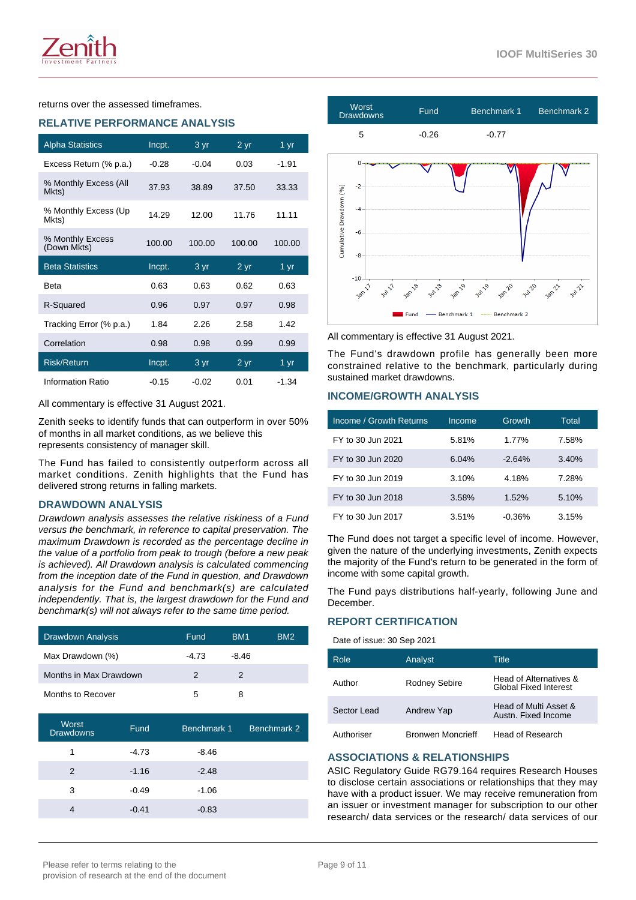returns over the assessed timeframes.

## RELATIVE PERFORMANCE ANALYSIS

| Alpha Statistics | Incpt. | 3 yr | 2 yr | 1 yr |
|---|---|---|---|---|
| Excess Return (% p.a.) | -0.28 | -0.04 | 0.03 | -1.91 |
| % Monthly Excess (All Mkts) | 37.93 | 38.89 | 37.50 | 33.33 |
| % Monthly Excess (Up Mkts) | 14.29 | 12.00 | 11.76 | 11.11 |
| % Monthly Excess (Down Mkts) | 100.00 | 100.00 | 100.00 | 100.00 |
| **Beta Statistics** | **Incpt.** | **3 yr** | **2 yr** | **1 yr** |
| Beta | 0.63 | 0.63 | 0.62 | 0.63 |
| R-Squared | 0.96 | 0.97 | 0.97 | 0.98 |
| Tracking Error (% p.a.) | 1.84 | 2.26 | 2.58 | 1.42 |
| Correlation | 0.98 | 0.98 | 0.99 | 0.99 |
| **Risk/Return** | **Incpt.** | **3 yr** | **2 yr** | **1 yr** |
| Information Ratio | -0.15 | -0.02 | 0.01 | -1.34 |

All commentary is effective 31 August 2021.

Zenith seeks to identify funds that can outperform in over 50% of months in all market conditions, as we believe this represents consistency of manager skill.

The Fund has failed to consistently outperform across all market conditions. Zenith highlights that the Fund has delivered strong returns in falling markets.

## DRAWDOWN ANALYSIS

*Drawdown analysis assesses the relative riskiness of a Fund versus the benchmark, in reference to capital preservation. The maximum Drawdown is recorded as the percentage decline in the value of a portfolio from peak to trough (before a new peak is achieved). All Drawdown analysis is calculated commencing from the inception date of the Fund in question, and Drawdown analysis for the Fund and benchmark(s) are calculated independently. That is, the largest drawdown for the Fund and benchmark(s) will not always refer to the same time period.*

| Drawdown Analysis | Fund | BM1 | BM2 |
|---|---|---|---|
| Max Drawdown (%) | -4.73 | -8.46 | |
| Months in Max Drawdown | 2 | 2 | |
| Months to Recover | 5 | 8 | |

| Worst Drawdowns | Fund | Benchmark 1 | Benchmark 2 |
|---|---|---|---|
| 1 | -4.73 | -8.46 | |
| 2 | -1.16 | -2.48 | |
| 3 | -0.49 | -1.06 | |
| 4 | -0.41 | -0.83 | |
| 5 | -0.26 | -0.77 | |

All commentary is effective 31 August 2021.

The Fund's drawdown profile has generally been more constrained relative to the benchmark, particularly during sustained market drawdowns.

## INCOME/GROWTH ANALYSIS

| Income / Growth Returns | Income | Growth | Total |
|---|---|---|---|
| FY to 30 Jun 2021 | 5.81% | 1.77% | 7.58% |
| FY to 30 Jun 2020 | 6.04% | -2.64% | 3.40% |
| FY to 30 Jun 2019 | 3.10% | 4.18% | 7.28% |
| FY to 30 Jun 2018 | 3.58% | 1.52% | 5.10% |
| FY to 30 Jun 2017 | 3.51% | -0.36% | 3.15% |

The Fund does not target a specific level of income. However, given the nature of the underlying investments, Zenith expects the majority of the Fund's return to be generated in the form of income with some capital growth.

The Fund pays distributions half-yearly, following June and December.

## REPORT CERTIFICATION

Date of issue: 30 Sep 2021

| Role | Analyst | Title |
|---|---|---|
| Author | Rodney Sebire | Head of Alternatives & Global Fixed Interest |
| Sector Lead | Andrew Yap | Head of Multi Asset & Austn. Fixed Income |
| Authoriser | Bronwen Moncrieff | Head of Research |

## ASSOCIATIONS & RELATIONSHIPS

ASIC Regulatory Guide RG79.164 requires Research Houses to disclose certain associations or relationships that they may have with a product issuer. We may receive remuneration from an issuer or investment manager for subscription to our other research/ data services or the research/ data services of our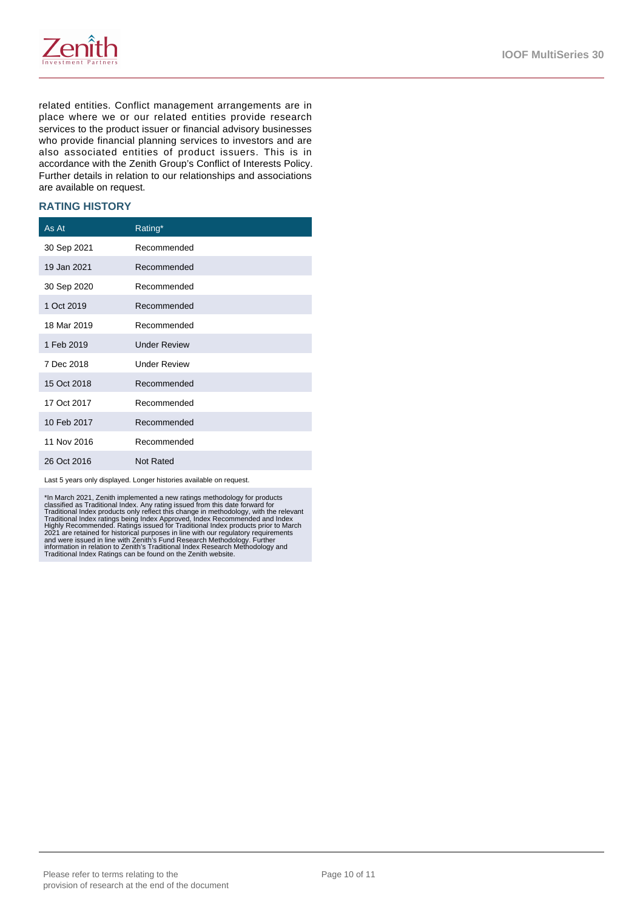related entities. Conflict management arrangements are in place where we or our related entities provide research services to the product issuer or financial advisory businesses who provide financial planning services to investors and are also associated entities of product issuers. This is in accordance with the Zenith Group's Conflict of Interests Policy. Further details in relation to our relationships and associations are available on request.

## RATING HISTORY

| As At | Rating* |
|---|---|
| 30 Sep 2021 | Recommended |
| 19 Jan 2021 | Recommended |
| 30 Sep 2020 | Recommended |
| 1 Oct 2019 | Recommended |
| 18 Mar 2019 | Recommended |
| 1 Feb 2019 | Under Review |
| 7 Dec 2018 | Under Review |
| 15 Oct 2018 | Recommended |
| 17 Oct 2017 | Recommended |
| 10 Feb 2017 | Recommended |
| 11 Nov 2016 | Recommended |
| 26 Oct 2016 | Not Rated |

Last 5 years only displayed. Longer histories available on request.

*In March 2021, Zenith implemented a new ratings methodology for products classified as Traditional Index. Any rating issued from this date forward for Traditional Index products only reflect this change in methodology, with the relevant Traditional Index ratings being Index Approved, Index Recommended and Index Highly Recommended. Ratings issued for Traditional Index products prior to March 2021 are retained for historical purposes in line with our regulatory requirements and were issued in line with Zenith's Fund Research Methodology. Further information in relation to Zenith's Traditional Index Research Methodology and Traditional Index Ratings can be found on the Zenith website.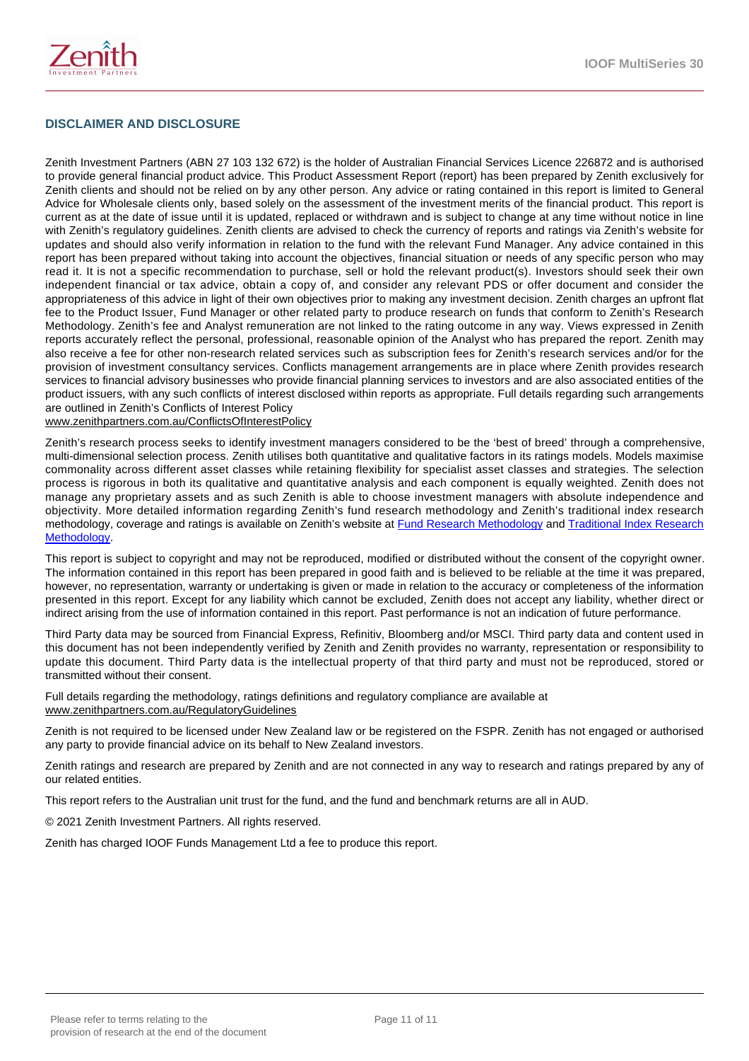## DISCLAIMER AND DISCLOSURE

Zenith Investment Partners (ABN 27 103 132 672) is the holder of Australian Financial Services Licence 226872 and is authorised to provide general financial product advice. This Product Assessment Report (report) has been prepared by Zenith exclusively for Zenith clients and should not be relied on by any other person. Any advice or rating contained in this report is limited to General Advice for Wholesale clients only, based solely on the assessment of the investment merits of the financial product. This report is current as at the date of issue until it is updated, replaced or withdrawn and is subject to change at any time without notice in line with Zenith's regulatory guidelines. Zenith clients are advised to check the currency of reports and ratings via Zenith's website for updates and should also verify information in relation to the fund with the relevant Fund Manager. Any advice contained in this report has been prepared without taking into account the objectives, financial situation or needs of any specific person who may read it. It is not a specific recommendation to purchase, sell or hold the relevant product(s). Investors should seek their own independent financial or tax advice, obtain a copy of, and consider any relevant PDS or offer document and consider the appropriateness of this advice in light of their own objectives prior to making any investment decision. Zenith charges an upfront flat fee to the Product Issuer, Fund Manager or other related party to produce research on funds that conform to Zenith's Research Methodology. Zenith's fee and Analyst remuneration are not linked to the rating outcome in any way. Views expressed in Zenith reports accurately reflect the personal, professional, reasonable opinion of the Analyst who has prepared the report. Zenith may also receive a fee for other non-research related services such as subscription fees for Zenith's research services and/or for the provision of investment consultancy services. Conflicts management arrangements are in place where Zenith provides research services to financial advisory businesses who provide financial planning services to investors and are also associated entities of the product issuers, with any such conflicts of interest disclosed within reports as appropriate. Full details regarding such arrangements are outlined in Zenith's Conflicts of Interest Policy
www.zenithpartners.com.au/ConflictsOfInterestPolicy

Zenith's research process seeks to identify investment managers considered to be the 'best of breed' through a comprehensive, multi-dimensional selection process. Zenith utilises both quantitative and qualitative factors in its ratings models. Models maximise commonality across different asset classes while retaining flexibility for specialist asset classes and strategies. The selection process is rigorous in both its qualitative and quantitative analysis and each component is equally weighted. Zenith does not manage any proprietary assets and as such Zenith is able to choose investment managers with absolute independence and objectivity. More detailed information regarding Zenith's fund research methodology and Zenith's traditional index research methodology, coverage and ratings is available on Zenith's website at Fund Research Methodology and Traditional Index Research Methodology.

This report is subject to copyright and may not be reproduced, modified or distributed without the consent of the copyright owner. The information contained in this report has been prepared in good faith and is believed to be reliable at the time it was prepared, however, no representation, warranty or undertaking is given or made in relation to the accuracy or completeness of the information presented in this report. Except for any liability which cannot be excluded, Zenith does not accept any liability, whether direct or indirect arising from the use of information contained in this report. Past performance is not an indication of future performance.

Third Party data may be sourced from Financial Express, Refinitiv, Bloomberg and/or MSCI. Third party data and content used in this document has not been independently verified by Zenith and Zenith provides no warranty, representation or responsibility to update this document. Third Party data is the intellectual property of that third party and must not be reproduced, stored or transmitted without their consent.

Full details regarding the methodology, ratings definitions and regulatory compliance are available at
www.zenithpartners.com.au/RegulatoryGuidelines

Zenith is not required to be licensed under New Zealand law or be registered on the FSPR. Zenith has not engaged or authorised any party to provide financial advice on its behalf to New Zealand investors.

Zenith ratings and research are prepared by Zenith and are not connected in any way to research and ratings prepared by any of our related entities.

This report refers to the Australian unit trust for the fund, and the fund and benchmark returns are all in AUD.

© 2021 Zenith Investment Partners. All rights reserved.

Zenith has charged IOOF Funds Management Ltd a fee to produce this report.